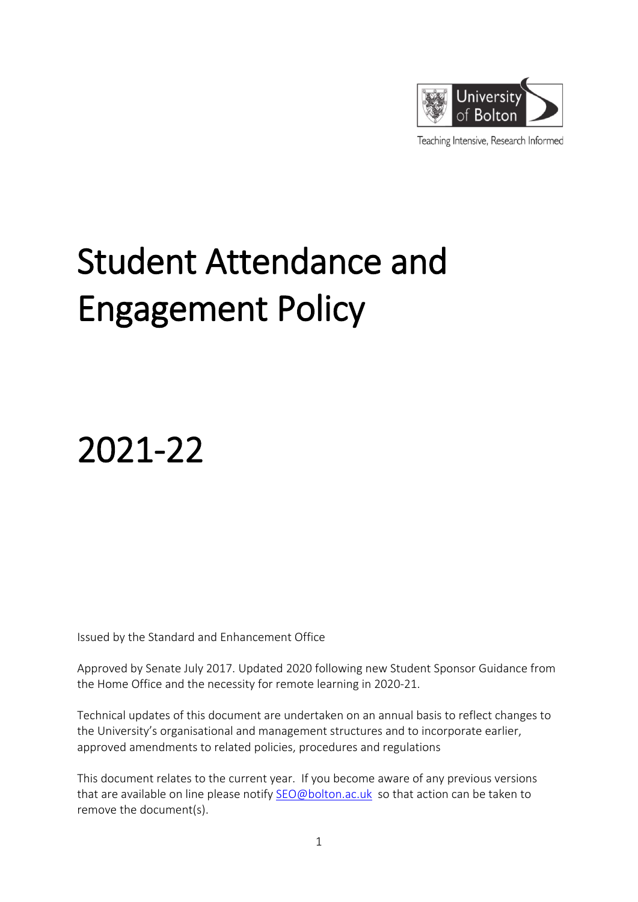University of Bolton

Teaching Intensive, Research Informed

# Student Attendance and Engagement Policy

# 2021-22

Issued by the Standard and Enhancement Office

Approved by Senate July 2017. Updated 2020 following new Student Sponsor Guidance from the Home Office and the necessity for remote learning in 2020-21.

Technical updates of this document are undertaken on an annual basis to reflect changes to the University's organisational and management structures and to incorporate earlier, approved amendments to related policies, procedures and regulations

This document relates to the current year. If you become aware of any previous versions that are available on line please notify SEO@bolton.ac.uk so that action can be taken to remove the document(s).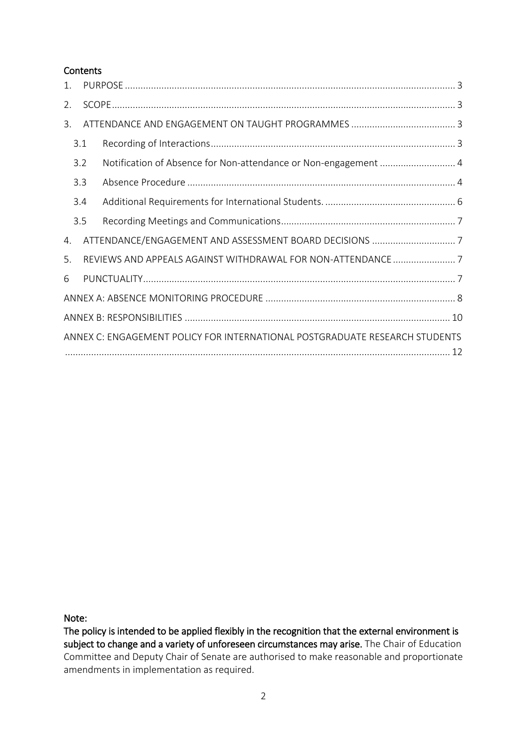**Contents**

1. PURPOSE .......... 3
2. SCOPE .......... 3
3. ATTENDANCE AND ENGAGEMENT ON TAUGHT PROGRAMMES .......... 3
   - 3.1 Recording of Interactions .......... 3
   - 3.2 Notification of Absence for Non-attendance or Non-engagement .......... 4
   - 3.3 Absence Procedure .......... 4
   - 3.4 Additional Requirements for International Students. .......... 6
   - 3.5 Recording Meetings and Communications .......... 7
4. ATTENDANCE/ENGAGEMENT AND ASSESSMENT BOARD DECISIONS .......... 7
5. REVIEWS AND APPEALS AGAINST WITHDRAWAL FOR NON-ATTENDANCE .......... 7
6. PUNCTUALITY .......... 7

ANNEX A: ABSENCE MONITORING PROCEDURE .......... 8

ANNEX B: RESPONSIBILITIES .......... 10

ANNEX C: ENGAGEMENT POLICY FOR INTERNATIONAL POSTGRADUATE RESEARCH STUDENTS .......... 12

**Note:**

**The policy is intended to be applied flexibly in the recognition that the external environment is subject to change and a variety of unforeseen circumstances may arise.** The Chair of Education Committee and Deputy Chair of Senate are authorised to make reasonable and proportionate amendments in implementation as required.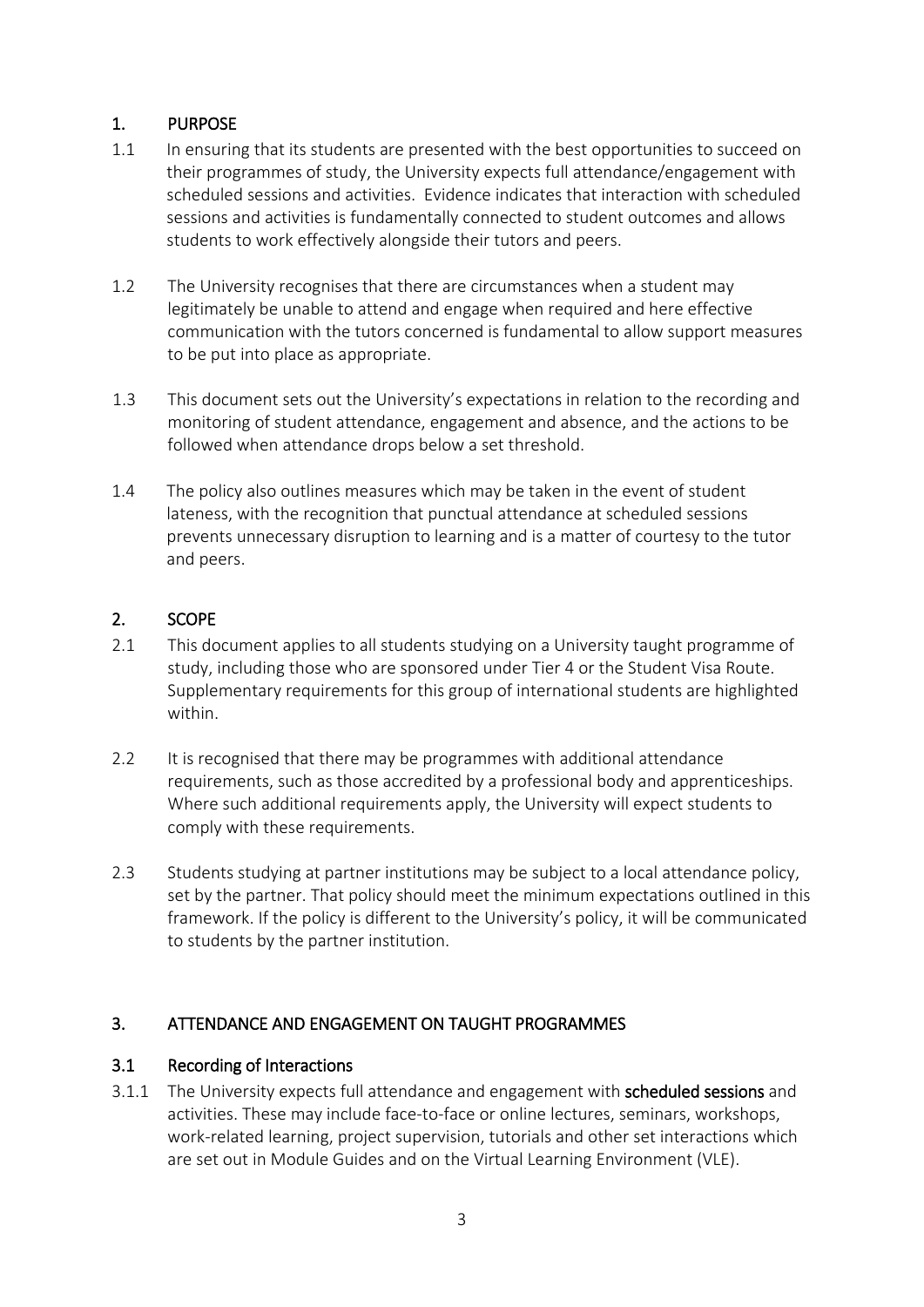## 1. PURPOSE

1.1 In ensuring that its students are presented with the best opportunities to succeed on their programmes of study, the University expects full attendance/engagement with scheduled sessions and activities. Evidence indicates that interaction with scheduled sessions and activities is fundamentally connected to student outcomes and allows students to work effectively alongside their tutors and peers.

1.2 The University recognises that there are circumstances when a student may legitimately be unable to attend and engage when required and here effective communication with the tutors concerned is fundamental to allow support measures to be put into place as appropriate.

1.3 This document sets out the University's expectations in relation to the recording and monitoring of student attendance, engagement and absence, and the actions to be followed when attendance drops below a set threshold.

1.4 The policy also outlines measures which may be taken in the event of student lateness, with the recognition that punctual attendance at scheduled sessions prevents unnecessary disruption to learning and is a matter of courtesy to the tutor and peers.

## 2. SCOPE

2.1 This document applies to all students studying on a University taught programme of study, including those who are sponsored under Tier 4 or the Student Visa Route. Supplementary requirements for this group of international students are highlighted within.

2.2 It is recognised that there may be programmes with additional attendance requirements, such as those accredited by a professional body and apprenticeships. Where such additional requirements apply, the University will expect students to comply with these requirements.

2.3 Students studying at partner institutions may be subject to a local attendance policy, set by the partner. That policy should meet the minimum expectations outlined in this framework. If the policy is different to the University's policy, it will be communicated to students by the partner institution.

## 3. ATTENDANCE AND ENGAGEMENT ON TAUGHT PROGRAMMES

### 3.1 Recording of Interactions

3.1.1 The University expects full attendance and engagement with **scheduled sessions** and activities. These may include face-to-face or online lectures, seminars, workshops, work-related learning, project supervision, tutorials and other set interactions which are set out in Module Guides and on the Virtual Learning Environment (VLE).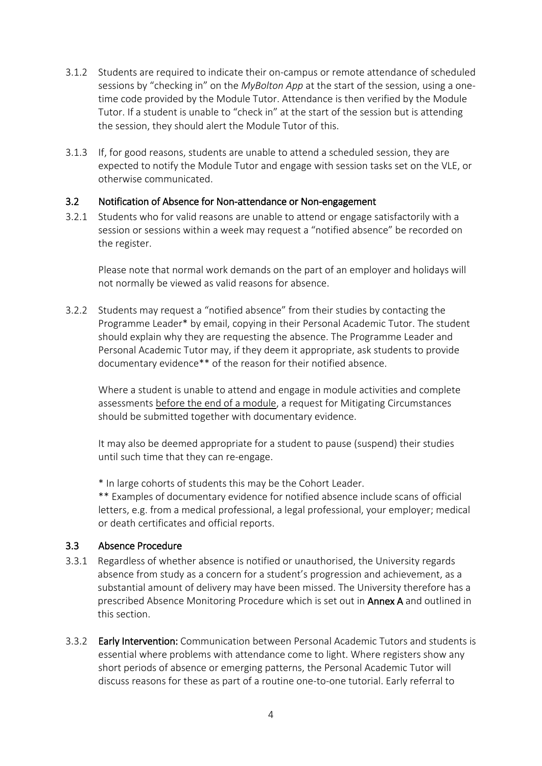3.1.2 Students are required to indicate their on-campus or remote attendance of scheduled sessions by "checking in" on the *MyBolton App* at the start of the session, using a one-time code provided by the Module Tutor. Attendance is then verified by the Module Tutor. If a student is unable to "check in" at the start of the session but is attending the session, they should alert the Module Tutor of this.

3.1.3 If, for good reasons, students are unable to attend a scheduled session, they are expected to notify the Module Tutor and engage with session tasks set on the VLE, or otherwise communicated.

### 3.2 Notification of Absence for Non-attendance or Non-engagement

3.2.1 Students who for valid reasons are unable to attend or engage satisfactorily with a session or sessions within a week may request a "notified absence" be recorded on the register.

Please note that normal work demands on the part of an employer and holidays will not normally be viewed as valid reasons for absence.

3.2.2 Students may request a "notified absence" from their studies by contacting the Programme Leader* by email, copying in their Personal Academic Tutor. The student should explain why they are requesting the absence. The Programme Leader and Personal Academic Tutor may, if they deem it appropriate, ask students to provide documentary evidence** of the reason for their notified absence.

Where a student is unable to attend and engage in module activities and complete assessments <u>before the end of a module</u>, a request for Mitigating Circumstances should be submitted together with documentary evidence.

It may also be deemed appropriate for a student to pause (suspend) their studies until such time that they can re-engage.

* In large cohorts of students this may be the Cohort Leader.

** Examples of documentary evidence for notified absence include scans of official letters, e.g. from a medical professional, a legal professional, your employer; medical or death certificates and official reports.

### 3.3 Absence Procedure

3.3.1 Regardless of whether absence is notified or unauthorised, the University regards absence from study as a concern for a student's progression and achievement, as a substantial amount of delivery may have been missed. The University therefore has a prescribed Absence Monitoring Procedure which is set out in **Annex A** and outlined in this section.

3.3.2 **Early Intervention:** Communication between Personal Academic Tutors and students is essential where problems with attendance come to light. Where registers show any short periods of absence or emerging patterns, the Personal Academic Tutor will discuss reasons for these as part of a routine one-to-one tutorial. Early referral to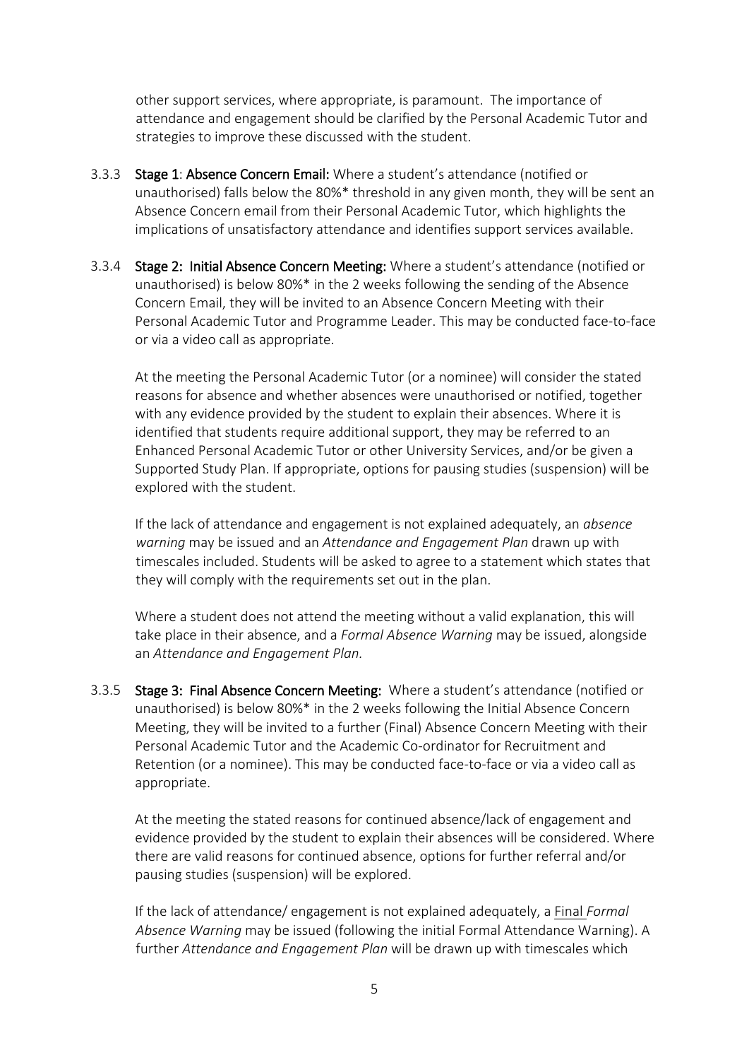other support services, where appropriate, is paramount. The importance of attendance and engagement should be clarified by the Personal Academic Tutor and strategies to improve these discussed with the student.

3.3.3 **Stage 1**: **Absence Concern Email:** Where a student's attendance (notified or unauthorised) falls below the 80%* threshold in any given month, they will be sent an Absence Concern email from their Personal Academic Tutor, which highlights the implications of unsatisfactory attendance and identifies support services available.

3.3.4 **Stage 2: Initial Absence Concern Meeting:** Where a student's attendance (notified or unauthorised) is below 80%* in the 2 weeks following the sending of the Absence Concern Email, they will be invited to an Absence Concern Meeting with their Personal Academic Tutor and Programme Leader. This may be conducted face-to-face or via a video call as appropriate.

At the meeting the Personal Academic Tutor (or a nominee) will consider the stated reasons for absence and whether absences were unauthorised or notified, together with any evidence provided by the student to explain their absences. Where it is identified that students require additional support, they may be referred to an Enhanced Personal Academic Tutor or other University Services, and/or be given a Supported Study Plan. If appropriate, options for pausing studies (suspension) will be explored with the student.

If the lack of attendance and engagement is not explained adequately, an *absence warning* may be issued and an *Attendance and Engagement Plan* drawn up with timescales included. Students will be asked to agree to a statement which states that they will comply with the requirements set out in the plan.

Where a student does not attend the meeting without a valid explanation, this will take place in their absence, and a *Formal Absence Warning* may be issued, alongside an *Attendance and Engagement Plan.*

3.3.5 **Stage 3: Final Absence Concern Meeting:** Where a student's attendance (notified or unauthorised) is below 80%* in the 2 weeks following the Initial Absence Concern Meeting, they will be invited to a further (Final) Absence Concern Meeting with their Personal Academic Tutor and the Academic Co-ordinator for Recruitment and Retention (or a nominee). This may be conducted face-to-face or via a video call as appropriate.

At the meeting the stated reasons for continued absence/lack of engagement and evidence provided by the student to explain their absences will be considered. Where there are valid reasons for continued absence, options for further referral and/or pausing studies (suspension) will be explored.

If the lack of attendance/ engagement is not explained adequately, a Final *Formal Absence Warning* may be issued (following the initial Formal Attendance Warning). A further *Attendance and Engagement Plan* will be drawn up with timescales which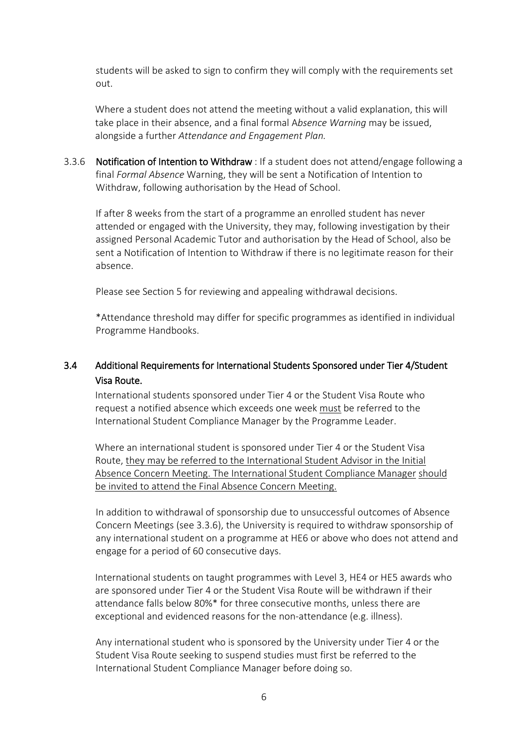students will be asked to sign to confirm they will comply with the requirements set out.

Where a student does not attend the meeting without a valid explanation, this will take place in their absence, and a final formal A*bsence Warning* may be issued, alongside a further *Attendance and Engagement Plan.*

3.3.6 **Notification of Intention to Withdraw** : If a student does not attend/engage following a final *Formal Absence* Warning, they will be sent a Notification of Intention to Withdraw, following authorisation by the Head of School.

If after 8 weeks from the start of a programme an enrolled student has never attended or engaged with the University, they may, following investigation by their assigned Personal Academic Tutor and authorisation by the Head of School, also be sent a Notification of Intention to Withdraw if there is no legitimate reason for their absence.

Please see Section 5 for reviewing and appealing withdrawal decisions.

*Attendance threshold may differ for specific programmes as identified in individual Programme Handbooks.

### 3.4 Additional Requirements for International Students Sponsored under Tier 4/Student Visa Route.

International students sponsored under Tier 4 or the Student Visa Route who request a notified absence which exceeds one week <u>must</u> be referred to the International Student Compliance Manager by the Programme Leader.

Where an international student is sponsored under Tier 4 or the Student Visa Route, <u>they may be referred to the International Student Advisor in the Initial Absence Concern Meeting. The International Student Compliance Manager should be invited to attend the Final Absence Concern Meeting.</u>

In addition to withdrawal of sponsorship due to unsuccessful outcomes of Absence Concern Meetings (see 3.3.6), the University is required to withdraw sponsorship of any international student on a programme at HE6 or above who does not attend and engage for a period of 60 consecutive days.

International students on taught programmes with Level 3, HE4 or HE5 awards who are sponsored under Tier 4 or the Student Visa Route will be withdrawn if their attendance falls below 80%* for three consecutive months, unless there are exceptional and evidenced reasons for the non-attendance (e.g. illness).

Any international student who is sponsored by the University under Tier 4 or the Student Visa Route seeking to suspend studies must first be referred to the International Student Compliance Manager before doing so.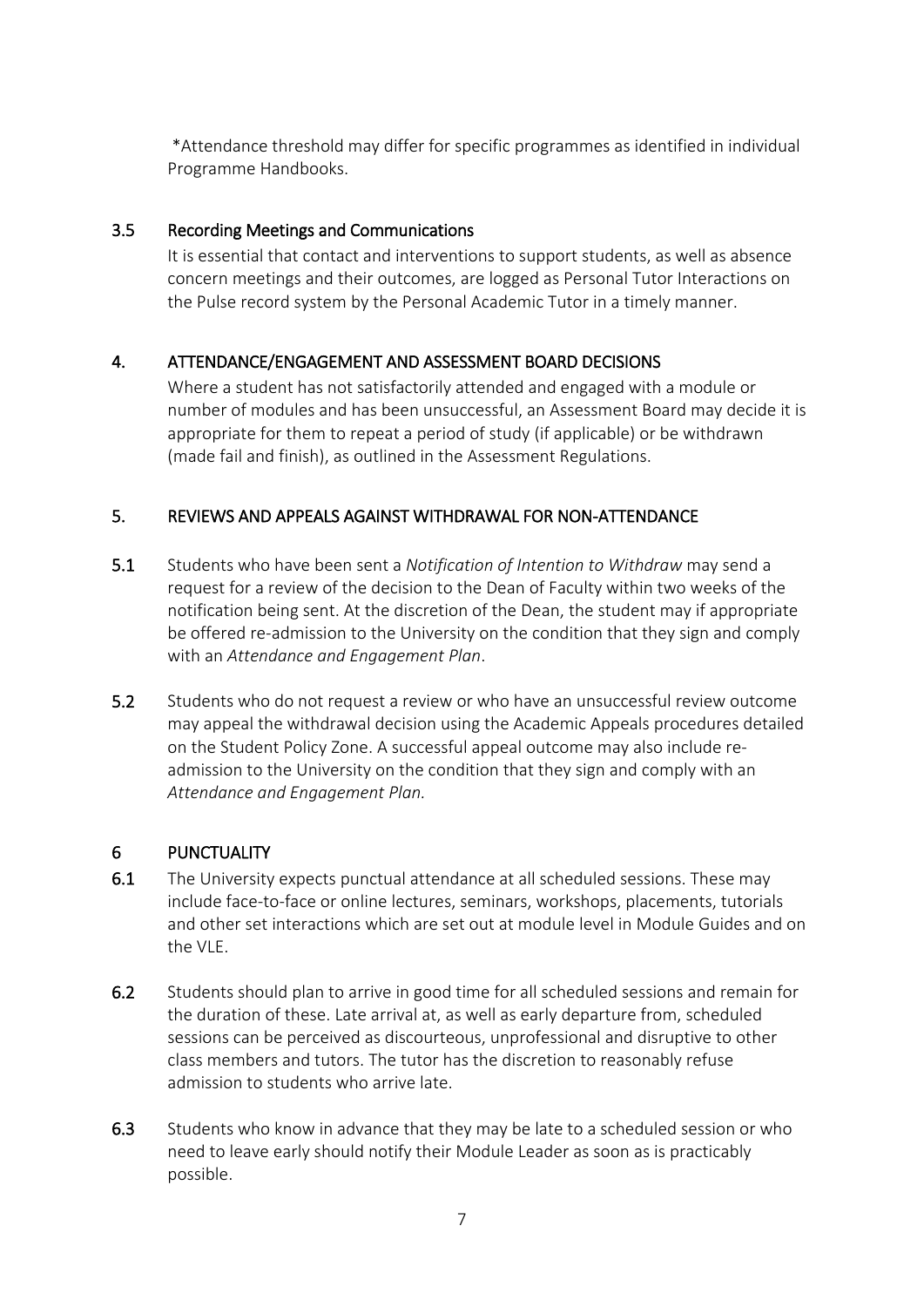*Attendance threshold may differ for specific programmes as identified in individual Programme Handbooks.

### 3.5 Recording Meetings and Communications

It is essential that contact and interventions to support students, as well as absence concern meetings and their outcomes, are logged as Personal Tutor Interactions on the Pulse record system by the Personal Academic Tutor in a timely manner.

## 4. ATTENDANCE/ENGAGEMENT AND ASSESSMENT BOARD DECISIONS

Where a student has not satisfactorily attended and engaged with a module or number of modules and has been unsuccessful, an Assessment Board may decide it is appropriate for them to repeat a period of study (if applicable) or be withdrawn (made fail and finish), as outlined in the Assessment Regulations.

## 5. REVIEWS AND APPEALS AGAINST WITHDRAWAL FOR NON-ATTENDANCE

**5.1** Students who have been sent a *Notification of Intention to Withdraw* may send a request for a review of the decision to the Dean of Faculty within two weeks of the notification being sent. At the discretion of the Dean, the student may if appropriate be offered re-admission to the University on the condition that they sign and comply with an *Attendance and Engagement Plan*.

**5.2** Students who do not request a review or who have an unsuccessful review outcome may appeal the withdrawal decision using the Academic Appeals procedures detailed on the Student Policy Zone. A successful appeal outcome may also include re-admission to the University on the condition that they sign and comply with an *Attendance and Engagement Plan.*

## 6 PUNCTUALITY

**6.1** The University expects punctual attendance at all scheduled sessions. These may include face-to-face or online lectures, seminars, workshops, placements, tutorials and other set interactions which are set out at module level in Module Guides and on the VLE.

**6.2** Students should plan to arrive in good time for all scheduled sessions and remain for the duration of these. Late arrival at, as well as early departure from, scheduled sessions can be perceived as discourteous, unprofessional and disruptive to other class members and tutors. The tutor has the discretion to reasonably refuse admission to students who arrive late.

**6.3** Students who know in advance that they may be late to a scheduled session or who need to leave early should notify their Module Leader as soon as is practicably possible.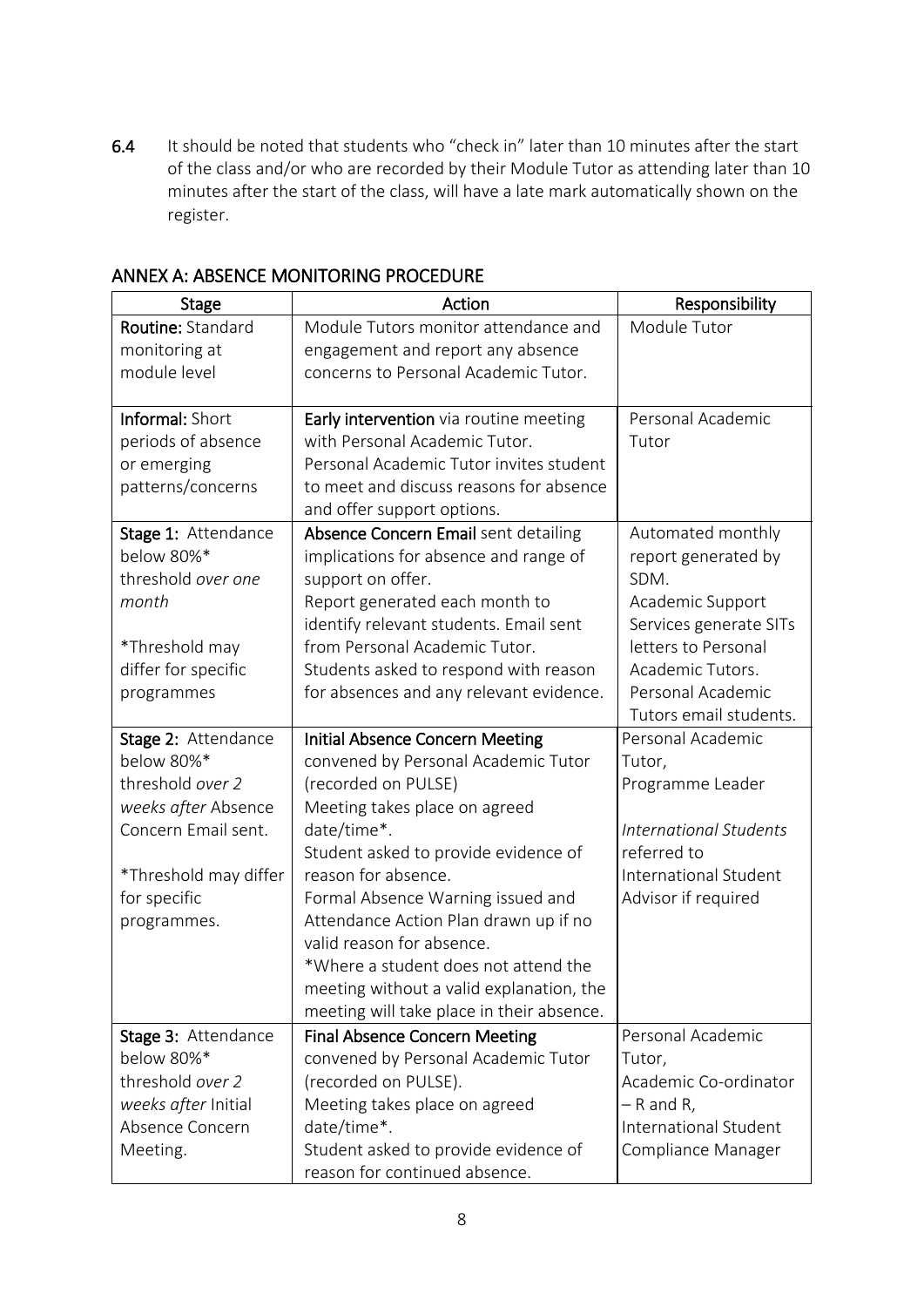**6.4** It should be noted that students who "check in" later than 10 minutes after the start of the class and/or who are recorded by their Module Tutor as attending later than 10 minutes after the start of the class, will have a late mark automatically shown on the register.

## ANNEX A: ABSENCE MONITORING PROCEDURE

| Stage | Action | Responsibility |
|---|---|---|
| **Routine:** Standard monitoring at module level | Module Tutors monitor attendance and engagement and report any absence concerns to Personal Academic Tutor. | Module Tutor |
| **Informal:** Short periods of absence or emerging patterns/concerns | **Early intervention** via routine meeting with Personal Academic Tutor.<br>Personal Academic Tutor invites student to meet and discuss reasons for absence and offer support options. | Personal Academic Tutor |
| **Stage 1:** Attendance below 80%* threshold *over one month*<br><br>*Threshold may differ for specific programmes | **Absence Concern Email** sent detailing implications for absence and range of support on offer.<br>Report generated each month to identify relevant students. Email sent from Personal Academic Tutor.<br>Students asked to respond with reason for absences and any relevant evidence. | Automated monthly report generated by SDM.<br>Academic Support Services generate SITs letters to Personal Academic Tutors.<br>Personal Academic Tutors email students. |
| **Stage 2:** Attendance below 80%* threshold *over 2 weeks after* Absence Concern Email sent.<br><br>*Threshold may differ for specific programmes. | **Initial Absence Concern Meeting** convened by Personal Academic Tutor (recorded on PULSE)<br>Meeting takes place on agreed date/time*.<br>Student asked to provide evidence of reason for absence.<br>Formal Absence Warning issued and Attendance Action Plan drawn up if no valid reason for absence.<br>*Where a student does not attend the meeting without a valid explanation, the meeting will take place in their absence. | Personal Academic Tutor,<br>Programme Leader<br><br>*International Students* referred to International Student Advisor if required |
| **Stage 3:** Attendance below 80%* threshold *over 2 weeks after* Initial Absence Concern Meeting. | **Final Absence Concern Meeting** convened by Personal Academic Tutor (recorded on PULSE).<br>Meeting takes place on agreed date/time*.<br>Student asked to provide evidence of reason for continued absence. | Personal Academic Tutor,<br>Academic Co-ordinator – R and R,<br>International Student Compliance Manager |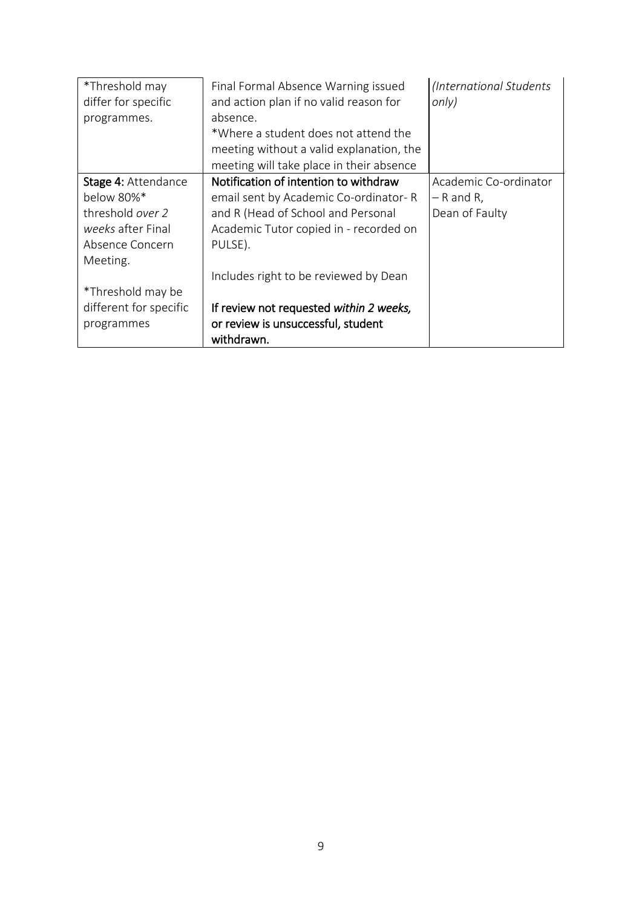| | | |
|---|---|---|
| *Threshold may differ for specific programmes. | Final Formal Absence Warning issued and action plan if no valid reason for absence.<br>*Where a student does not attend the meeting without a valid explanation, the meeting will take place in their absence | *(International Students only)* |
| **Stage 4:** Attendance below 80%* threshold *over 2 weeks* after Final Absence Concern Meeting.<br><br>*Threshold may be different for specific programmes | **Notification of intention to withdraw** email sent by Academic Co-ordinator- R and R (Head of School and Personal Academic Tutor copied in - recorded on PULSE).<br><br>Includes right to be reviewed by Dean<br><br>**If review not requested *within 2 weeks,* or review is unsuccessful, student withdrawn.** | Academic Co-ordinator – R and R,<br>Dean of Faulty |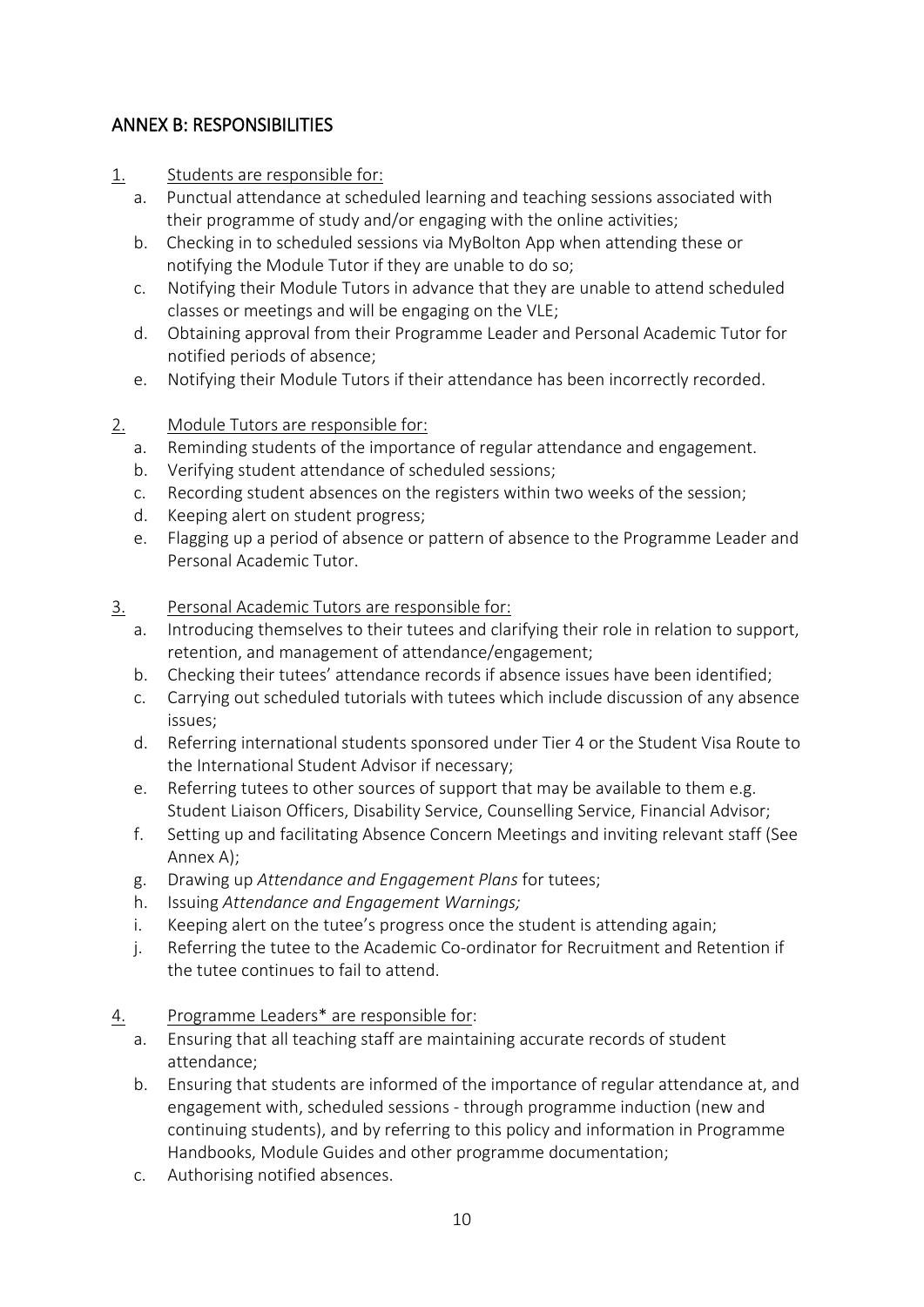## ANNEX B: RESPONSIBILITIES

1. Students are responsible for:
   a. Punctual attendance at scheduled learning and teaching sessions associated with their programme of study and/or engaging with the online activities;
   b. Checking in to scheduled sessions via MyBolton App when attending these or notifying the Module Tutor if they are unable to do so;
   c. Notifying their Module Tutors in advance that they are unable to attend scheduled classes or meetings and will be engaging on the VLE;
   d. Obtaining approval from their Programme Leader and Personal Academic Tutor for notified periods of absence;
   e. Notifying their Module Tutors if their attendance has been incorrectly recorded.

2. Module Tutors are responsible for:
   a. Reminding students of the importance of regular attendance and engagement.
   b. Verifying student attendance of scheduled sessions;
   c. Recording student absences on the registers within two weeks of the session;
   d. Keeping alert on student progress;
   e. Flagging up a period of absence or pattern of absence to the Programme Leader and Personal Academic Tutor.

3. Personal Academic Tutors are responsible for:
   a. Introducing themselves to their tutees and clarifying their role in relation to support, retention, and management of attendance/engagement;
   b. Checking their tutees' attendance records if absence issues have been identified;
   c. Carrying out scheduled tutorials with tutees which include discussion of any absence issues;
   d. Referring international students sponsored under Tier 4 or the Student Visa Route to the International Student Advisor if necessary;
   e. Referring tutees to other sources of support that may be available to them e.g. Student Liaison Officers, Disability Service, Counselling Service, Financial Advisor;
   f. Setting up and facilitating Absence Concern Meetings and inviting relevant staff (See Annex A);
   g. Drawing up *Attendance and Engagement Plans* for tutees;
   h. Issuing *Attendance and Engagement Warnings;*
   i. Keeping alert on the tutee's progress once the student is attending again;
   j. Referring the tutee to the Academic Co-ordinator for Recruitment and Retention if the tutee continues to fail to attend.

4. Programme Leaders* are responsible for:
   a. Ensuring that all teaching staff are maintaining accurate records of student attendance;
   b. Ensuring that students are informed of the importance of regular attendance at, and engagement with, scheduled sessions - through programme induction (new and continuing students), and by referring to this policy and information in Programme Handbooks, Module Guides and other programme documentation;
   c. Authorising notified absences.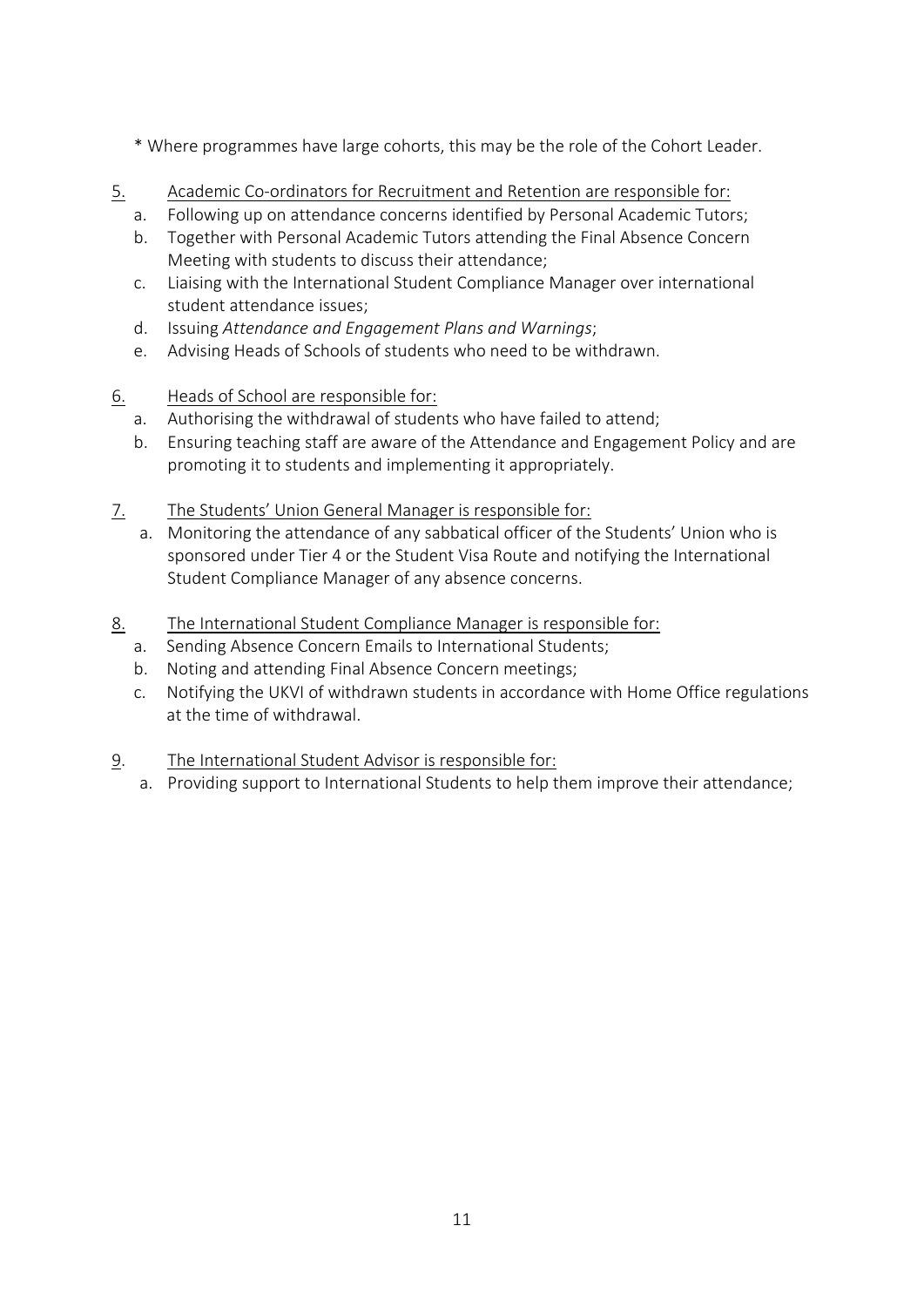* Where programmes have large cohorts, this may be the role of the Cohort Leader.

5. Academic Co-ordinators for Recruitment and Retention are responsible for:
   a. Following up on attendance concerns identified by Personal Academic Tutors;
   b. Together with Personal Academic Tutors attending the Final Absence Concern Meeting with students to discuss their attendance;
   c. Liaising with the International Student Compliance Manager over international student attendance issues;
   d. Issuing *Attendance and Engagement Plans and Warnings*;
   e. Advising Heads of Schools of students who need to be withdrawn.

6. Heads of School are responsible for:
   a. Authorising the withdrawal of students who have failed to attend;
   b. Ensuring teaching staff are aware of the Attendance and Engagement Policy and are promoting it to students and implementing it appropriately.

7. The Students' Union General Manager is responsible for:
   a. Monitoring the attendance of any sabbatical officer of the Students' Union who is sponsored under Tier 4 or the Student Visa Route and notifying the International Student Compliance Manager of any absence concerns.

8. The International Student Compliance Manager is responsible for:
   a. Sending Absence Concern Emails to International Students;
   b. Noting and attending Final Absence Concern meetings;
   c. Notifying the UKVI of withdrawn students in accordance with Home Office regulations at the time of withdrawal.

9. The International Student Advisor is responsible for:
   a. Providing support to International Students to help them improve their attendance;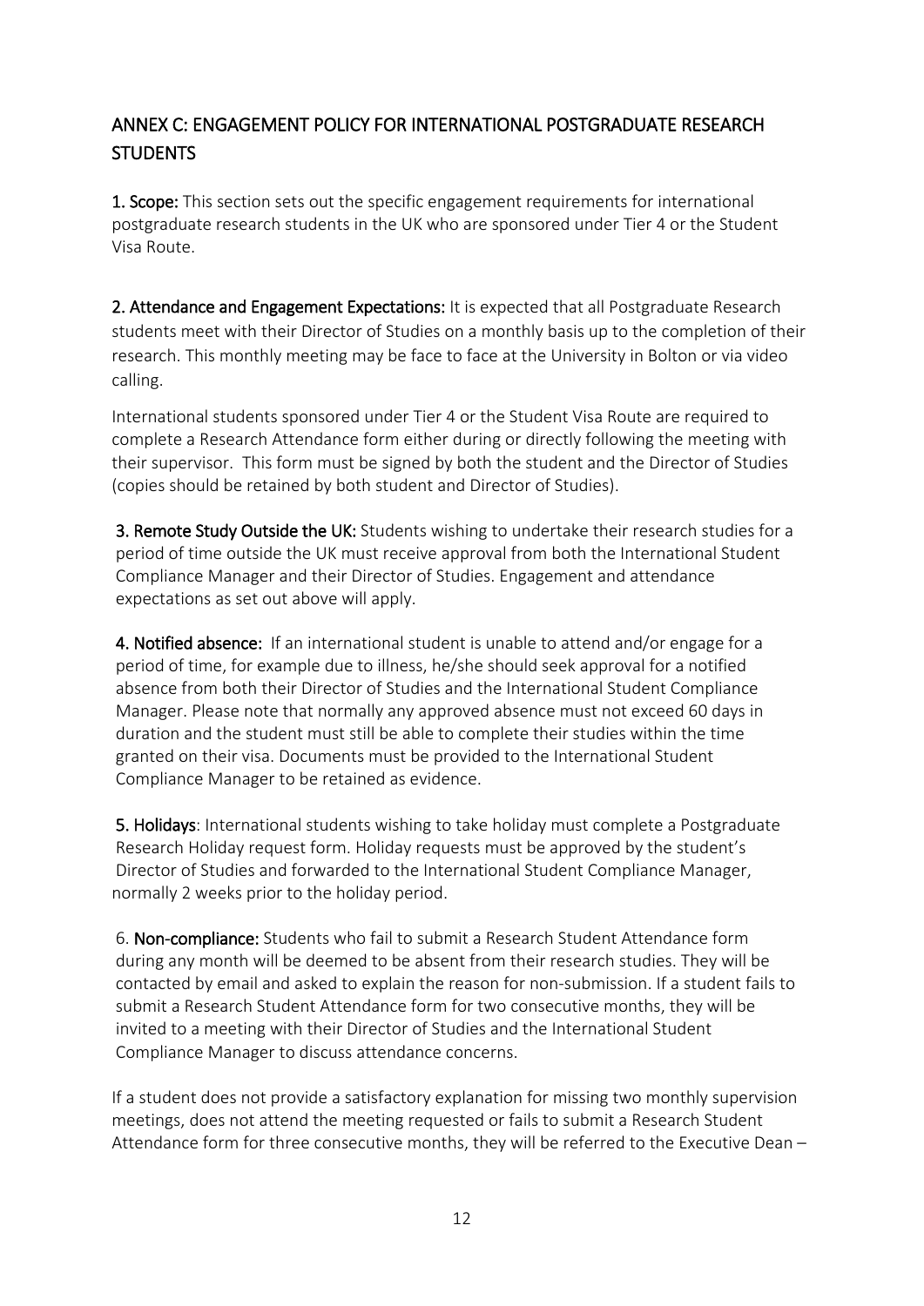## ANNEX C: ENGAGEMENT POLICY FOR INTERNATIONAL POSTGRADUATE RESEARCH STUDENTS

**1. Scope:** This section sets out the specific engagement requirements for international postgraduate research students in the UK who are sponsored under Tier 4 or the Student Visa Route.

**2. Attendance and Engagement Expectations:** It is expected that all Postgraduate Research students meet with their Director of Studies on a monthly basis up to the completion of their research. This monthly meeting may be face to face at the University in Bolton or via video calling.

International students sponsored under Tier 4 or the Student Visa Route are required to complete a Research Attendance form either during or directly following the meeting with their supervisor. This form must be signed by both the student and the Director of Studies (copies should be retained by both student and Director of Studies).

**3. Remote Study Outside the UK:** Students wishing to undertake their research studies for a period of time outside the UK must receive approval from both the International Student Compliance Manager and their Director of Studies. Engagement and attendance expectations as set out above will apply.

**4. Notified absence:** If an international student is unable to attend and/or engage for a period of time, for example due to illness, he/she should seek approval for a notified absence from both their Director of Studies and the International Student Compliance Manager. Please note that normally any approved absence must not exceed 60 days in duration and the student must still be able to complete their studies within the time granted on their visa. Documents must be provided to the International Student Compliance Manager to be retained as evidence.

**5. Holidays**: International students wishing to take holiday must complete a Postgraduate Research Holiday request form. Holiday requests must be approved by the student's Director of Studies and forwarded to the International Student Compliance Manager, normally 2 weeks prior to the holiday period.

6. **Non-compliance:** Students who fail to submit a Research Student Attendance form during any month will be deemed to be absent from their research studies. They will be contacted by email and asked to explain the reason for non-submission. If a student fails to submit a Research Student Attendance form for two consecutive months, they will be invited to a meeting with their Director of Studies and the International Student Compliance Manager to discuss attendance concerns.

If a student does not provide a satisfactory explanation for missing two monthly supervision meetings, does not attend the meeting requested or fails to submit a Research Student Attendance form for three consecutive months, they will be referred to the Executive Dean –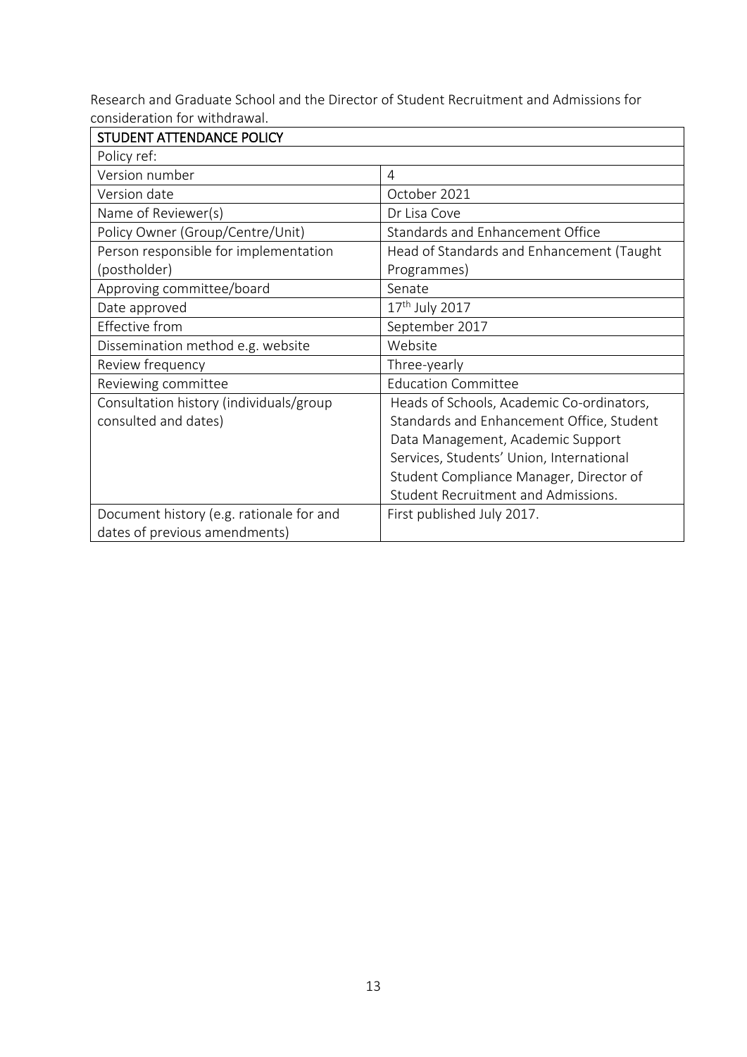Research and Graduate School and the Director of Student Recruitment and Admissions for consideration for withdrawal.

| STUDENT ATTENDANCE POLICY | |
|---|---|
| Policy ref: | |
| Version number | 4 |
| Version date | October 2021 |
| Name of Reviewer(s) | Dr Lisa Cove |
| Policy Owner (Group/Centre/Unit) | Standards and Enhancement Office |
| Person responsible for implementation (postholder) | Head of Standards and Enhancement (Taught Programmes) |
| Approving committee/board | Senate |
| Date approved | 17th July 2017 |
| Effective from | September 2017 |
| Dissemination method e.g. website | Website |
| Review frequency | Three-yearly |
| Reviewing committee | Education Committee |
| Consultation history (individuals/group consulted and dates) | Heads of Schools, Academic Co-ordinators, Standards and Enhancement Office, Student Data Management, Academic Support Services, Students' Union, International Student Compliance Manager, Director of Student Recruitment and Admissions. |
| Document history (e.g. rationale for and dates of previous amendments) | First published July 2017. |